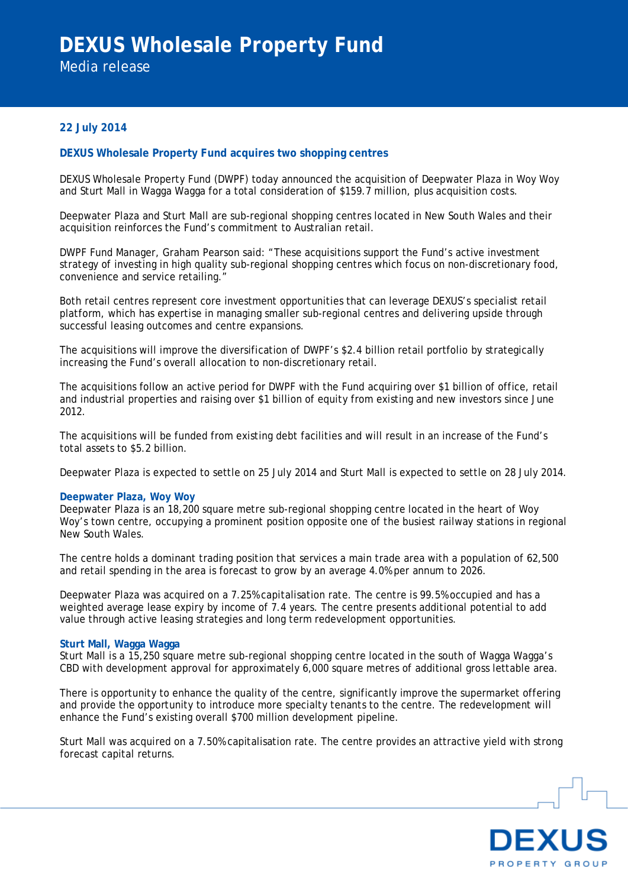# DEXUS Wholesale Property Fund

Media release

**22 July 2014**

## DEXUS Wholesale Property Fund acquires two shopping centres

DEXUS Wholesale Property Fund (DWPF) today announced the acquisition of Deepwater Plaza in Woy Woy and Sturt Mall in Wagga Wagga for a total consideration of $159.7 million, plus acquisition costs.

Deepwater Plaza and Sturt Mall are sub-regional shopping centres located in New South Wales and their acquisition reinforces the Fund's commitment to Australian retail.

DWPF Fund Manager, Graham Pearson said: "These acquisitions support the Fund's active investment strategy of investing in high quality sub-regional shopping centres which focus on non-discretionary food, convenience and service retailing."

Both retail centres represent core investment opportunities that can leverage DEXUS's specialist retail platform, which has expertise in managing smaller sub-regional centres and delivering upside through successful leasing outcomes and centre expansions.

The acquisitions will improve the diversification of DWPF's $2.4 billion retail portfolio by strategically increasing the Fund's overall allocation to non-discretionary retail.

The acquisitions follow an active period for DWPF with the Fund acquiring over $1 billion of office, retail and industrial properties and raising over $1 billion of equity from existing and new investors since June 2012.

The acquisitions will be funded from existing debt facilities and will result in an increase of the Fund's total assets to $5.2 billion.

Deepwater Plaza is expected to settle on 25 July 2014 and Sturt Mall is expected to settle on 28 July 2014.

### Deepwater Plaza, Woy Woy

Deepwater Plaza is an 18,200 square metre sub-regional shopping centre located in the heart of Woy Woy's town centre, occupying a prominent position opposite one of the busiest railway stations in regional New South Wales.

The centre holds a dominant trading position that services a main trade area with a population of 62,500 and retail spending in the area is forecast to grow by an average 4.0% per annum to 2026.

Deepwater Plaza was acquired on a 7.25% capitalisation rate. The centre is 99.5% occupied and has a weighted average lease expiry by income of 7.4 years. The centre presents additional potential to add value through active leasing strategies and long term redevelopment opportunities.

### Sturt Mall, Wagga Wagga

Sturt Mall is a 15,250 square metre sub-regional shopping centre located in the south of Wagga Wagga's CBD with development approval for approximately 6,000 square metres of additional gross lettable area.

There is opportunity to enhance the quality of the centre, significantly improve the supermarket offering and provide the opportunity to introduce more specialty tenants to the centre. The redevelopment will enhance the Fund's existing overall $700 million development pipeline.

Sturt Mall was acquired on a 7.50% capitalisation rate. The centre provides an attractive yield with strong forecast capital returns.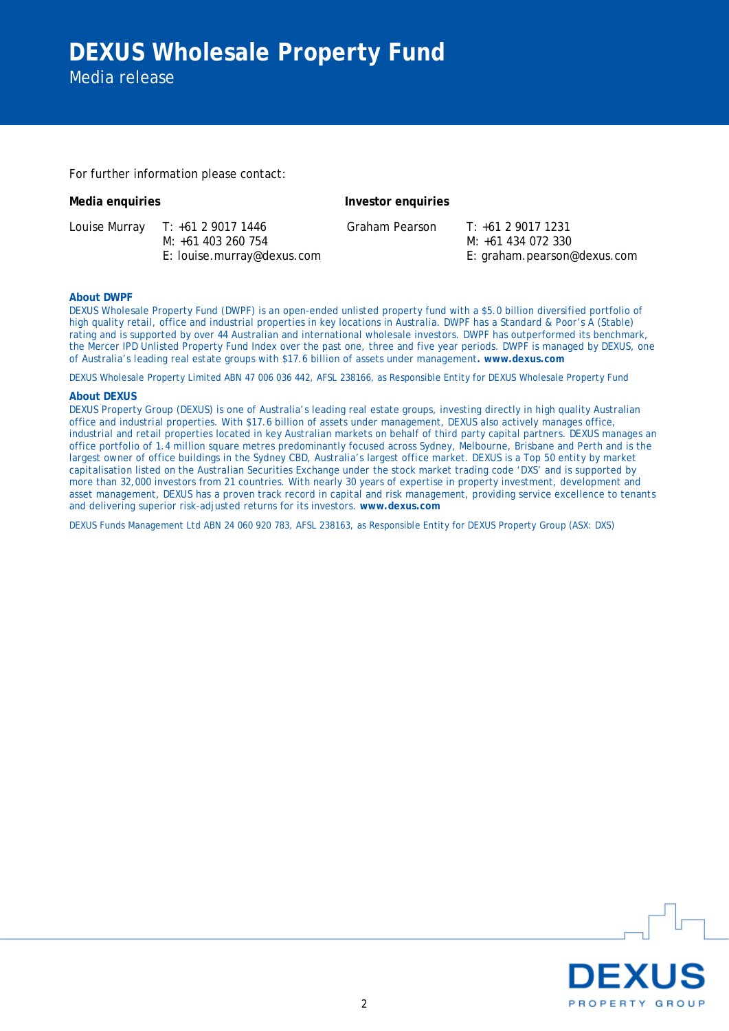# DEXUS Wholesale Property Fund

Media release

For further information please contact:

| Media enquiries | | Investor enquiries | |
|---|---|---|---|
| Louise Murray | T: +61 2 9017 1446<br>M: +61 403 260 754<br>E: louise.murray@dexus.com | Graham Pearson | T: +61 2 9017 1231<br>M: +61 434 072 330<br>E: graham.pearson@dexus.com |

**About DWPF**

DEXUS Wholesale Property Fund (DWPF) is an open-ended unlisted property fund with a $5.0 billion diversified portfolio of high quality retail, office and industrial properties in key locations in Australia. DWPF has a Standard & Poor's A (Stable) rating and is supported by over 44 Australian and international wholesale investors. DWPF has outperformed its benchmark, the Mercer IPD Unlisted Property Fund Index over the past one, three and five year periods. DWPF is managed by DEXUS, one of Australia's leading real estate groups with $17.6 billion of assets under management**. www.dexus.com**

DEXUS Wholesale Property Limited ABN 47 006 036 442, AFSL 238166, as Responsible Entity for DEXUS Wholesale Property Fund

**About DEXUS**

DEXUS Property Group (DEXUS) is one of Australia's leading real estate groups, investing directly in high quality Australian office and industrial properties. With $17.6 billion of assets under management, DEXUS also actively manages office, industrial and retail properties located in key Australian markets on behalf of third party capital partners. DEXUS manages an office portfolio of 1.4 million square metres predominantly focused across Sydney, Melbourne, Brisbane and Perth and is the largest owner of office buildings in the Sydney CBD, Australia's largest office market. DEXUS is a Top 50 entity by market capitalisation listed on the Australian Securities Exchange under the stock market trading code 'DXS' and is supported by more than 32,000 investors from 21 countries. With nearly 30 years of expertise in property investment, development and asset management, DEXUS has a proven track record in capital and risk management, providing service excellence to tenants and delivering superior risk-adjusted returns for its investors. **www.dexus.com**

DEXUS Funds Management Ltd ABN 24 060 920 783, AFSL 238163, as Responsible Entity for DEXUS Property Group (ASX: DXS)